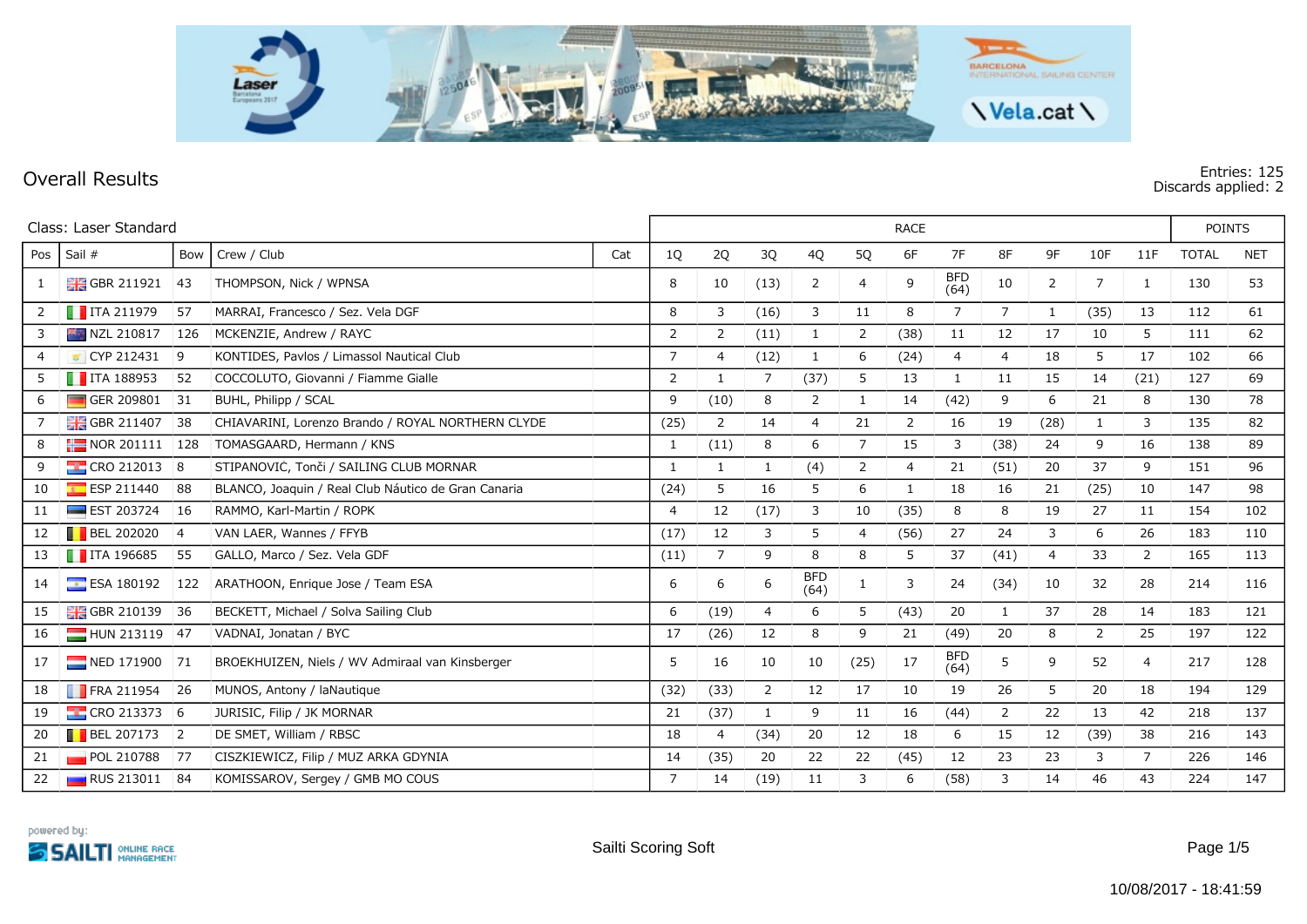# Overall Results

Entries: 125
Discards applied: 2

Class: Laser Standard

| Pos | Sail # | Bow | Crew / Club | Cat | RACE | | | | | | | | | | | POINTS | |
|---|---|---|---|---|---|---|---|---|---|---|---|---|---|---|---|---|---|
| | | | | | 1Q | 2Q | 3Q | 4Q | 5Q | 6F | 7F | 8F | 9F | 10F | 11F | TOTAL | NET |
| 1 | GBR 211921 | 43 | THOMPSON, Nick / WPNSA | | 8 | 10 | (13) | 2 | 4 | 9 | BFD (64) | 10 | 2 | 7 | 1 | 130 | 53 |
| 2 | ITA 211979 | 57 | MARRAI, Francesco / Sez. Vela DGF | | 8 | 3 | (16) | 3 | 11 | 8 | 7 | 7 | 1 | (35) | 13 | 112 | 61 |
| 3 | NZL 210817 | 126 | MCKENZIE, Andrew / RAYC | | 2 | 2 | (11) | 1 | 2 | (38) | 11 | 12 | 17 | 10 | 5 | 111 | 62 |
| 4 | CYP 212431 | 9 | KONTIDES, Pavlos / Limassol Nautical Club | | 7 | 4 | (12) | 1 | 6 | (24) | 4 | 4 | 18 | 5 | 17 | 102 | 66 |
| 5 | ITA 188953 | 52 | COCCOLUTO, Giovanni / Fiamme Gialle | | 2 | 1 | 7 | (37) | 5 | 13 | 1 | 11 | 15 | 14 | (21) | 127 | 69 |
| 6 | GER 209801 | 31 | BUHL, Philipp / SCAL | | 9 | (10) | 8 | 2 | 1 | 14 | (42) | 9 | 6 | 21 | 8 | 130 | 78 |
| 7 | GBR 211407 | 38 | CHIAVARINI, Lorenzo Brando / ROYAL NORTHERN CLYDE | | (25) | 2 | 14 | 4 | 21 | 2 | 16 | 19 | (28) | 1 | 3 | 135 | 82 |
| 8 | NOR 201111 | 128 | TOMASGAARD, Hermann / KNS | | 1 | (11) | 8 | 6 | 7 | 15 | 3 | (38) | 24 | 9 | 16 | 138 | 89 |
| 9 | CRO 212013 | 8 | STIPANOVIĆ, Tonči / SAILING CLUB MORNAR | | 1 | 1 | 1 | (4) | 2 | 4 | 21 | (51) | 20 | 37 | 9 | 151 | 96 |
| 10 | ESP 211440 | 88 | BLANCO, Joaquin / Real Club Náutico de Gran Canaria | | (24) | 5 | 16 | 5 | 6 | 1 | 18 | 16 | 21 | (25) | 10 | 147 | 98 |
| 11 | EST 203724 | 16 | RAMMO, Karl-Martin / ROPK | | 4 | 12 | (17) | 3 | 10 | (35) | 8 | 8 | 19 | 27 | 11 | 154 | 102 |
| 12 | BEL 202020 | 4 | VAN LAER, Wannes / FFYB | | (17) | 12 | 3 | 5 | 4 | (56) | 27 | 24 | 3 | 6 | 26 | 183 | 110 |
| 13 | ITA 196685 | 55 | GALLO, Marco / Sez. Vela GDF | | (11) | 7 | 9 | 8 | 8 | 5 | 37 | (41) | 4 | 33 | 2 | 165 | 113 |
| 14 | ESA 180192 | 122 | ARATHOON, Enrique Jose / Team ESA | | 6 | 6 | 6 | BFD (64) | 1 | 3 | 24 | (34) | 10 | 32 | 28 | 214 | 116 |
| 15 | GBR 210139 | 36 | BECKETT, Michael / Solva Sailing Club | | 6 | (19) | 4 | 6 | 5 | (43) | 20 | 1 | 37 | 28 | 14 | 183 | 121 |
| 16 | HUN 213119 | 47 | VADNAI, Jonatan / BYC | | 17 | (26) | 12 | 8 | 9 | 21 | (49) | 20 | 8 | 2 | 25 | 197 | 122 |
| 17 | NED 171900 | 71 | BROEKHUIZEN, Niels / WV Admiraal van Kinsberger | | 5 | 16 | 10 | 10 | (25) | 17 | BFD (64) | 5 | 9 | 52 | 4 | 217 | 128 |
| 18 | FRA 211954 | 26 | MUNOS, Antony / laNautique | | (32) | (33) | 2 | 12 | 17 | 10 | 19 | 26 | 5 | 20 | 18 | 194 | 129 |
| 19 | CRO 213373 | 6 | JURISIC, Filip / JK MORNAR | | 21 | (37) | 1 | 9 | 11 | 16 | (44) | 2 | 22 | 13 | 42 | 218 | 137 |
| 20 | BEL 207173 | 2 | DE SMET, William / RBSC | | 18 | 4 | (34) | 20 | 12 | 18 | 6 | 15 | 12 | (39) | 38 | 216 | 143 |
| 21 | POL 210788 | 77 | CISZKIEWICZ, Filip / MUZ ARKA GDYNIA | | 14 | (35) | 20 | 22 | 22 | (45) | 12 | 23 | 23 | 3 | 7 | 226 | 146 |
| 22 | RUS 213011 | 84 | KOMISSAROV, Sergey / GMB MO COUS | | 7 | 14 | (19) | 11 | 3 | 6 | (58) | 3 | 14 | 46 | 43 | 224 | 147 |

powered by: SAILTI ONLINE RACE MANAGEMENT

Sailti Scoring Soft

10/08/2017 - 18:41:59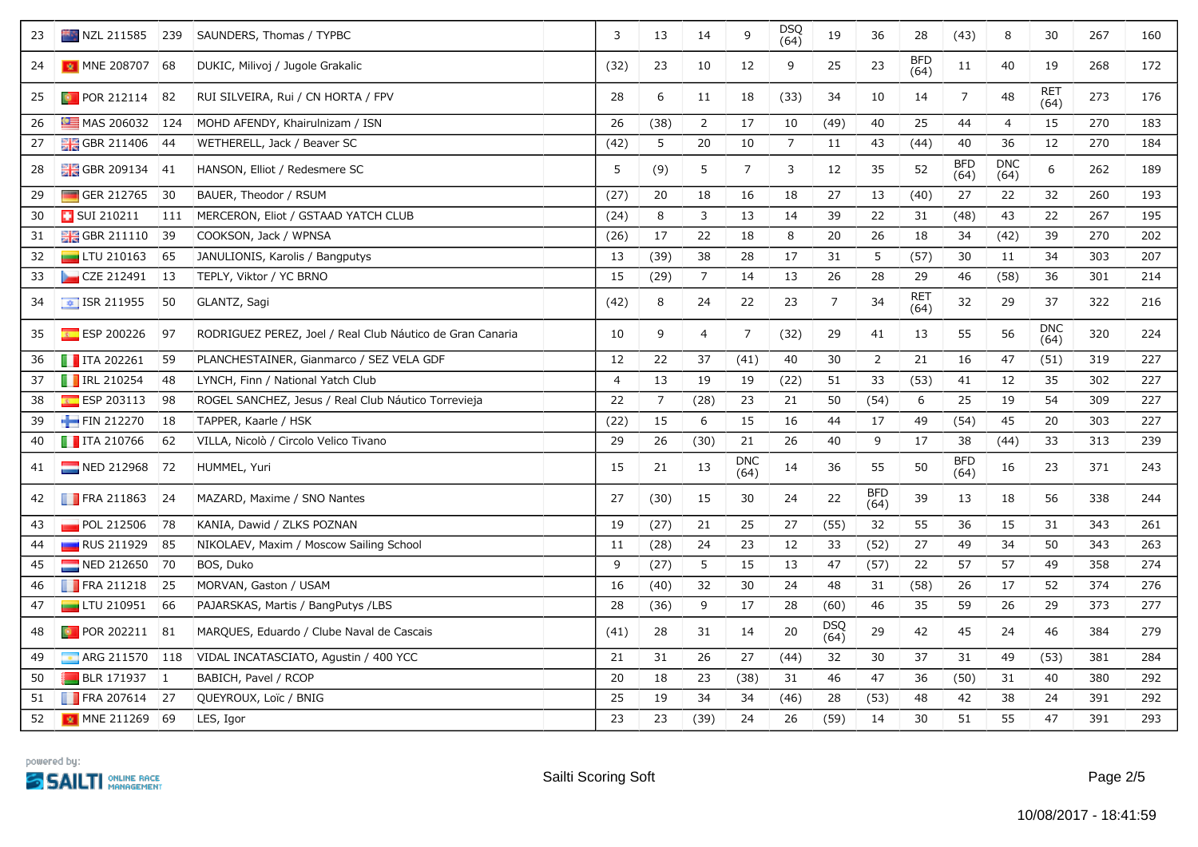| 23 | NZL 211585 | 239 | SAUNDERS, Thomas / TYPBC | | 3 | 13 | 14 | 9 | DSQ (64) | 19 | 36 | 28 | (43) | 8 | 30 | 267 | 160 |
|---|---|---|---|---|---|---|---|---|---|---|---|---|---|---|---|---|---|
| 24 | MNE 208707 | 68 | DUKIC, Milivoj / Jugole Grakalic | | (32) | 23 | 10 | 12 | 9 | 25 | 23 | BFD (64) | 11 | 40 | 19 | 268 | 172 |
| 25 | POR 212114 | 82 | RUI SILVEIRA, Rui / CN HORTA / FPV | | 28 | 6 | 11 | 18 | (33) | 34 | 10 | 14 | 7 | 48 | RET (64) | 273 | 176 |
| 26 | MAS 206032 | 124 | MOHD AFENDY, Khairulnizam / ISN | | 26 | (38) | 2 | 17 | 10 | (49) | 40 | 25 | 44 | 4 | 15 | 270 | 183 |
| 27 | GBR 211406 | 44 | WETHERELL, Jack / Beaver SC | | (42) | 5 | 20 | 10 | 7 | 11 | 43 | (44) | 40 | 36 | 12 | 270 | 184 |
| 28 | GBR 209134 | 41 | HANSON, Elliot / Redesmere SC | | 5 | (9) | 5 | 7 | 3 | 12 | 35 | 52 | BFD (64) | DNC (64) | 6 | 262 | 189 |
| 29 | GER 212765 | 30 | BAUER, Theodor / RSUM | | (27) | 20 | 18 | 16 | 18 | 27 | 13 | (40) | 27 | 22 | 32 | 260 | 193 |
| 30 | SUI 210211 | 111 | MERCERON, Eliot / GSTAAD YATCH CLUB | | (24) | 8 | 3 | 13 | 14 | 39 | 22 | 31 | (48) | 43 | 22 | 267 | 195 |
| 31 | GBR 211110 | 39 | COOKSON, Jack / WPNSA | | (26) | 17 | 22 | 18 | 8 | 20 | 26 | 18 | 34 | (42) | 39 | 270 | 202 |
| 32 | LTU 210163 | 65 | JANULIONIS, Karolis / Bangputys | | 13 | (39) | 38 | 28 | 17 | 31 | 5 | (57) | 30 | 11 | 34 | 303 | 207 |
| 33 | CZE 212491 | 13 | TEPLY, Viktor / YC BRNO | | 15 | (29) | 7 | 14 | 13 | 26 | 28 | 29 | 46 | (58) | 36 | 301 | 214 |
| 34 | ISR 211955 | 50 | GLANTZ, Sagi | | (42) | 8 | 24 | 22 | 23 | 7 | 34 | RET (64) | 32 | 29 | 37 | 322 | 216 |
| 35 | ESP 200226 | 97 | RODRIGUEZ PEREZ, Joel / Real Club Náutico de Gran Canaria | | 10 | 9 | 4 | 7 | (32) | 29 | 41 | 13 | 55 | 56 | DNC (64) | 320 | 224 |
| 36 | ITA 202261 | 59 | PLANCHESTAINER, Gianmarco / SEZ VELA GDF | | 12 | 22 | 37 | (41) | 40 | 30 | 2 | 21 | 16 | 47 | (51) | 319 | 227 |
| 37 | IRL 210254 | 48 | LYNCH, Finn / National Yatch Club | | 4 | 13 | 19 | 19 | (22) | 51 | 33 | (53) | 41 | 12 | 35 | 302 | 227 |
| 38 | ESP 203113 | 98 | ROGEL SANCHEZ, Jesus / Real Club Náutico Torrevieja | | 22 | 7 | (28) | 23 | 21 | 50 | (54) | 6 | 25 | 19 | 54 | 309 | 227 |
| 39 | FIN 212270 | 18 | TAPPER, Kaarle / HSK | | (22) | 15 | 6 | 15 | 16 | 44 | 17 | 49 | (54) | 45 | 20 | 303 | 227 |
| 40 | ITA 210766 | 62 | VILLA, Nicolò / Circolo Velico Tivano | | 29 | 26 | (30) | 21 | 26 | 40 | 9 | 17 | 38 | (44) | 33 | 313 | 239 |
| 41 | NED 212968 | 72 | HUMMEL, Yuri | | 15 | 21 | 13 | DNC (64) | 14 | 36 | 55 | 50 | BFD (64) | 16 | 23 | 371 | 243 |
| 42 | FRA 211863 | 24 | MAZARD, Maxime / SNO Nantes | | 27 | (30) | 15 | 30 | 24 | 22 | BFD (64) | 39 | 13 | 18 | 56 | 338 | 244 |
| 43 | POL 212506 | 78 | KANIA, Dawid / ZLKS POZNAN | | 19 | (27) | 21 | 25 | 27 | (55) | 32 | 55 | 36 | 15 | 31 | 343 | 261 |
| 44 | RUS 211929 | 85 | NIKOLAEV, Maxim / Moscow Sailing School | | 11 | (28) | 24 | 23 | 12 | 33 | (52) | 27 | 49 | 34 | 50 | 343 | 263 |
| 45 | NED 212650 | 70 | BOS, Duko | | 9 | (27) | 5 | 15 | 13 | 47 | (57) | 22 | 57 | 57 | 49 | 358 | 274 |
| 46 | FRA 211218 | 25 | MORVAN, Gaston / USAM | | 16 | (40) | 32 | 30 | 24 | 48 | 31 | (58) | 26 | 17 | 52 | 374 | 276 |
| 47 | LTU 210951 | 66 | PAJARSKAS, Martis / BangPutys /LBS | | 28 | (36) | 9 | 17 | 28 | (60) | 46 | 35 | 59 | 26 | 29 | 373 | 277 |
| 48 | POR 202211 | 81 | MARQUES, Eduardo / Clube Naval de Cascais | | (41) | 28 | 31 | 14 | 20 | DSQ (64) | 29 | 42 | 45 | 24 | 46 | 384 | 279 |
| 49 | ARG 211570 | 118 | VIDAL INCATASCIATO, Agustin / 400 YCC | | 21 | 31 | 26 | 27 | (44) | 32 | 30 | 37 | 31 | 49 | (53) | 381 | 284 |
| 50 | BLR 171937 | 1 | BABICH, Pavel / RCOP | | 20 | 18 | 23 | (38) | 31 | 46 | 47 | 36 | (50) | 31 | 40 | 380 | 292 |
| 51 | FRA 207614 | 27 | QUEYROUX, Loïc / BNIG | | 25 | 19 | 34 | 34 | (46) | 28 | (53) | 48 | 42 | 38 | 24 | 391 | 292 |
| 52 | MNE 211269 | 69 | LES, Igor | | 23 | 23 | (39) | 24 | 26 | (59) | 14 | 30 | 51 | 55 | 47 | 391 | 293 |

powered by: SAILTI ONLINE RACE MANAGEMENT

Sailti Scoring Soft

10/08/2017 - 18:41:59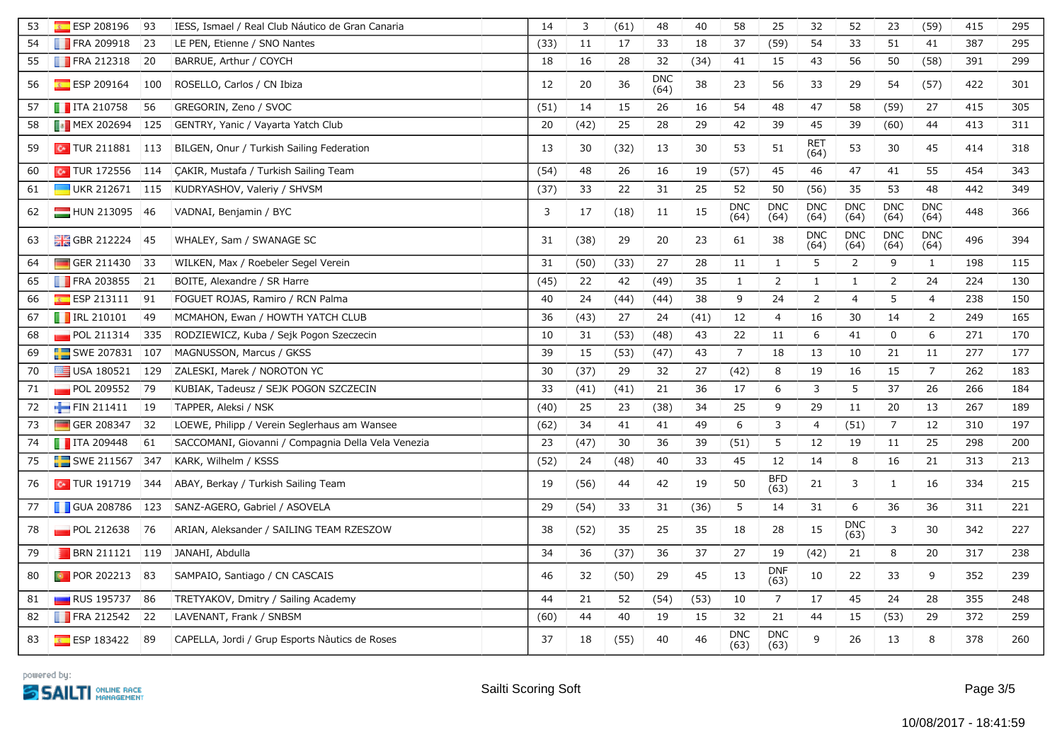| | | | | | | | | | | | | | | | | | | |
|---|---|---|---|---|---|---|---|---|---|---|---|---|---|---|---|---|---|---|
| 53 | ESP 208196 | 93 | IESS, Ismael / Real Club Náutico de Gran Canaria | | 14 | 3 | (61) | 48 | 40 | 58 | 25 | 32 | 52 | 23 | (59) | 415 | 295 |
| 54 | FRA 209918 | 23 | LE PEN, Etienne / SNO Nantes | | (33) | 11 | 17 | 33 | 18 | 37 | (59) | 54 | 33 | 51 | 41 | 387 | 295 |
| 55 | FRA 212318 | 20 | BARRUE, Arthur / COYCH | | 18 | 16 | 28 | 32 | (34) | 41 | 15 | 43 | 56 | 50 | (58) | 391 | 299 |
| 56 | ESP 209164 | 100 | ROSELLO, Carlos / CN Ibiza | | 12 | 20 | 36 | DNC (64) | 38 | 23 | 56 | 33 | 29 | 54 | (57) | 422 | 301 |
| 57 | ITA 210758 | 56 | GREGORIN, Zeno / SVOC | | (51) | 14 | 15 | 26 | 16 | 54 | 48 | 47 | 58 | (59) | 27 | 415 | 305 |
| 58 | MEX 202694 | 125 | GENTRY, Yanic / Vayarta Yatch Club | | 20 | (42) | 25 | 28 | 29 | 42 | 39 | 45 | 39 | (60) | 44 | 413 | 311 |
| 59 | TUR 211881 | 113 | BILGEN, Onur / Turkish Sailing Federation | | 13 | 30 | (32) | 13 | 30 | 53 | 51 | RET (64) | 53 | 30 | 45 | 414 | 318 |
| 60 | TUR 172556 | 114 | ÇAKIR, Mustafa / Turkish Sailing Team | | (54) | 48 | 26 | 16 | 19 | (57) | 45 | 46 | 47 | 41 | 55 | 454 | 343 |
| 61 | UKR 212671 | 115 | KUDRYASHOV, Valeriy / SHVSM | | (37) | 33 | 22 | 31 | 25 | 52 | 50 | (56) | 35 | 53 | 48 | 442 | 349 |
| 62 | HUN 213095 | 46 | VADNAI, Benjamin / BYC | | 3 | 17 | (18) | 11 | 15 | DNC (64) | DNC (64) | DNC (64) | DNC (64) | DNC (64) | DNC (64) | 448 | 366 |
| 63 | GBR 212224 | 45 | WHALEY, Sam / SWANAGE SC | | 31 | (38) | 29 | 20 | 23 | 61 | 38 | DNC (64) | DNC (64) | DNC (64) | DNC (64) | 496 | 394 |
| 64 | GER 211430 | 33 | WILKEN, Max / Roebeler Segel Verein | | 31 | (50) | (33) | 27 | 28 | 11 | 1 | 5 | 2 | 9 | 1 | 198 | 115 |
| 65 | FRA 203855 | 21 | BOITE, Alexandre / SR Harre | | (45) | 22 | 42 | (49) | 35 | 1 | 2 | 1 | 1 | 2 | 24 | 224 | 130 |
| 66 | ESP 213111 | 91 | FOGUET ROJAS, Ramiro / RCN Palma | | 40 | 24 | (44) | (44) | 38 | 9 | 24 | 2 | 4 | 5 | 4 | 238 | 150 |
| 67 | IRL 210101 | 49 | MCMAHON, Ewan / HOWTH YATCH CLUB | | 36 | (43) | 27 | 24 | (41) | 12 | 4 | 16 | 30 | 14 | 2 | 249 | 165 |
| 68 | POL 211314 | 335 | RODZIEWICZ, Kuba / Sejk Pogon Szczecin | | 10 | 31 | (53) | (48) | 43 | 22 | 11 | 6 | 41 | 0 | 6 | 271 | 170 |
| 69 | SWE 207831 | 107 | MAGNUSSON, Marcus / GKSS | | 39 | 15 | (53) | (47) | 43 | 7 | 18 | 13 | 10 | 21 | 11 | 277 | 177 |
| 70 | USA 180521 | 129 | ZALESKI, Marek / NOROTON YC | | 30 | (37) | 29 | 32 | 27 | (42) | 8 | 19 | 16 | 15 | 7 | 262 | 183 |
| 71 | POL 209552 | 79 | KUBIAK, Tadeusz / SEJK POGON SZCZECIN | | 33 | (41) | (41) | 21 | 36 | 17 | 6 | 3 | 5 | 37 | 26 | 266 | 184 |
| 72 | FIN 211411 | 19 | TAPPER, Aleksi / NSK | | (40) | 25 | 23 | (38) | 34 | 25 | 9 | 29 | 11 | 20 | 13 | 267 | 189 |
| 73 | GER 208347 | 32 | LOEWE, Philipp / Verein Seglerhaus am Wansee | | (62) | 34 | 41 | 41 | 49 | 6 | 3 | 4 | (51) | 7 | 12 | 310 | 197 |
| 74 | ITA 209448 | 61 | SACCOMANI, Giovanni / Compagnia Della Vela Venezia | | 23 | (47) | 30 | 36 | 39 | (51) | 5 | 12 | 19 | 11 | 25 | 298 | 200 |
| 75 | SWE 211567 | 347 | KARK, Wilhelm / KSSS | | (52) | 24 | (48) | 40 | 33 | 45 | 12 | 14 | 8 | 16 | 21 | 313 | 213 |
| 76 | TUR 191719 | 344 | ABAY, Berkay / Turkish Sailing Team | | 19 | (56) | 44 | 42 | 19 | 50 | BFD (63) | 21 | 3 | 1 | 16 | 334 | 215 |
| 77 | GUA 208786 | 123 | SANZ-AGERO, Gabriel / ASOVELA | | 29 | (54) | 33 | 31 | (36) | 5 | 14 | 31 | 6 | 36 | 36 | 311 | 221 |
| 78 | POL 212638 | 76 | ARIAN, Aleksander / SAILING TEAM RZESZOW | | 38 | (52) | 35 | 25 | 35 | 18 | 28 | 15 | DNC (63) | 3 | 30 | 342 | 227 |
| 79 | BRN 211121 | 119 | JANAHI, Abdulla | | 34 | 36 | (37) | 36 | 37 | 27 | 19 | (42) | 21 | 8 | 20 | 317 | 238 |
| 80 | POR 202213 | 83 | SAMPAIO, Santiago / CN CASCAIS | | 46 | 32 | (50) | 29 | 45 | 13 | DNF (63) | 10 | 22 | 33 | 9 | 352 | 239 |
| 81 | RUS 195737 | 86 | TRETYAKOV, Dmitry / Sailing Academy | | 44 | 21 | 52 | (54) | (53) | 10 | 7 | 17 | 45 | 24 | 28 | 355 | 248 |
| 82 | FRA 212542 | 22 | LAVENANT, Frank / SNBSM | | (60) | 44 | 40 | 19 | 15 | 32 | 21 | 44 | 15 | (53) | 29 | 372 | 259 |
| 83 | ESP 183422 | 89 | CAPELLA, Jordi / Grup Esports Nàutics de Roses | | 37 | 18 | (55) | 40 | 46 | DNC (63) | DNC (63) | 9 | 26 | 13 | 8 | 378 | 260 |

powered by: SAILTI ONLINE RACE MANAGEMENT

Sailti Scoring Soft

10/08/2017 - 18:41:59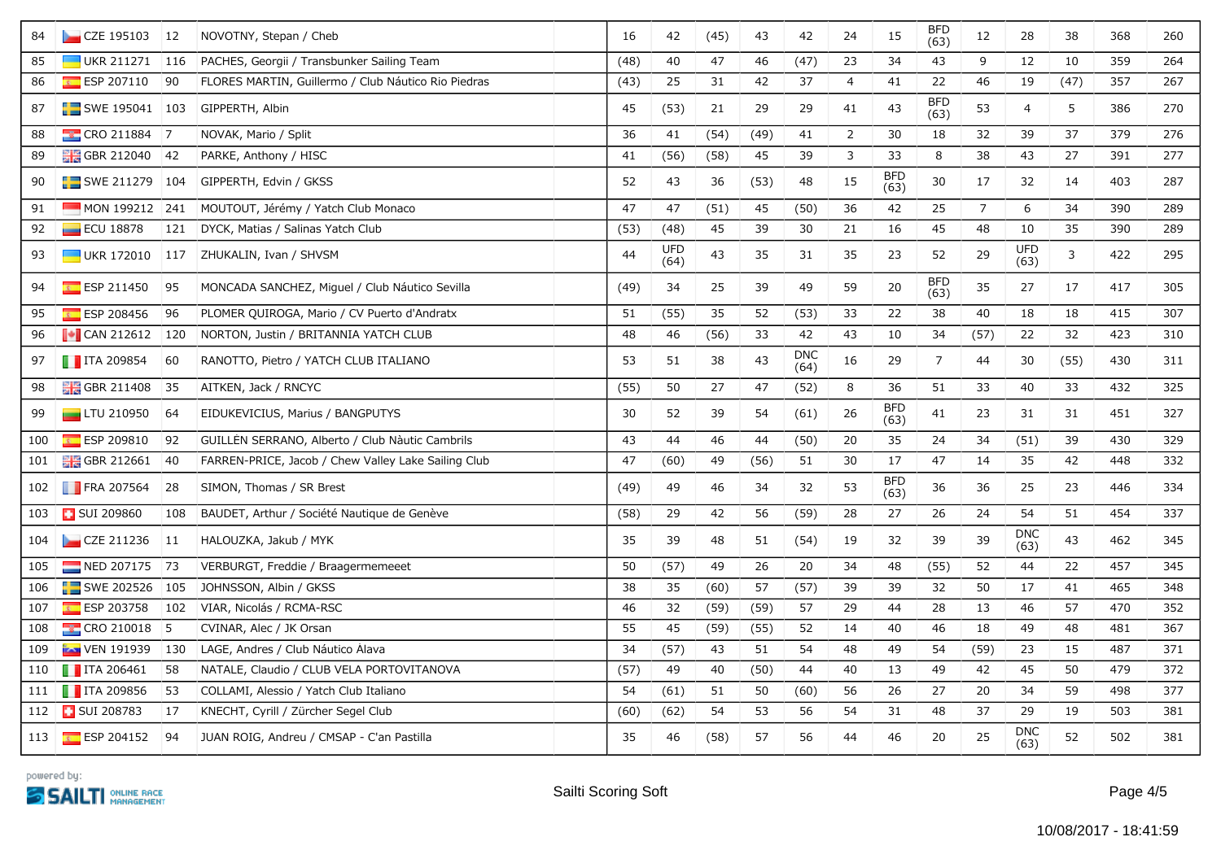| 84 | CZE 195103 | 12 | NOVOTNY, Stepan / Cheb | | 16 | 42 | (45) | 43 | 42 | 24 | 15 | BFD (63) | 12 | 28 | 38 | 368 | 260 |
|---|---|---|---|---|---|---|---|---|---|---|---|---|---|---|---|---|---|
| 85 | UKR 211271 | 116 | PACHES, Georgii / Transbunker Sailing Team | | (48) | 40 | 47 | 46 | (47) | 23 | 34 | 43 | 9 | 12 | 10 | 359 | 264 |
| 86 | ESP 207110 | 90 | FLORES MARTIN, Guillermo / Club Náutico Rio Piedras | | (43) | 25 | 31 | 42 | 37 | 4 | 41 | 22 | 46 | 19 | (47) | 357 | 267 |
| 87 | SWE 195041 | 103 | GIPPERTH, Albin | | 45 | (53) | 21 | 29 | 29 | 41 | 43 | BFD (63) | 53 | 4 | 5 | 386 | 270 |
| 88 | CRO 211884 | 7 | NOVAK, Mario / Split | | 36 | 41 | (54) | (49) | 41 | 2 | 30 | 18 | 32 | 39 | 37 | 379 | 276 |
| 89 | GBR 212040 | 42 | PARKE, Anthony / HISC | | 41 | (56) | (58) | 45 | 39 | 3 | 33 | 8 | 38 | 43 | 27 | 391 | 277 |
| 90 | SWE 211279 | 104 | GIPPERTH, Edvin / GKSS | | 52 | 43 | 36 | (53) | 48 | 15 | BFD (63) | 30 | 17 | 32 | 14 | 403 | 287 |
| 91 | MON 199212 | 241 | MOUTOUT, Jérémy / Yatch Club Monaco | | 47 | 47 | (51) | 45 | (50) | 36 | 42 | 25 | 7 | 6 | 34 | 390 | 289 |
| 92 | ECU 18878 | 121 | DYCK, Matias / Salinas Yatch Club | | (53) | (48) | 45 | 39 | 30 | 21 | 16 | 45 | 48 | 10 | 35 | 390 | 289 |
| 93 | UKR 172010 | 117 | ZHUKALIN, Ivan / SHVSM | | 44 | UFD (64) | 43 | 35 | 31 | 35 | 23 | 52 | 29 | UFD (63) | 3 | 422 | 295 |
| 94 | ESP 211450 | 95 | MONCADA SANCHEZ, Miguel / Club Náutico Sevilla | | (49) | 34 | 25 | 39 | 49 | 59 | 20 | BFD (63) | 35 | 27 | 17 | 417 | 305 |
| 95 | ESP 208456 | 96 | PLOMER QUIROGA, Mario / CV Puerto d'Andratx | | 51 | (55) | 35 | 52 | (53) | 33 | 22 | 38 | 40 | 18 | 18 | 415 | 307 |
| 96 | CAN 212612 | 120 | NORTON, Justin / BRITANNIA YATCH CLUB | | 48 | 46 | (56) | 33 | 42 | 43 | 10 | 34 | (57) | 22 | 32 | 423 | 310 |
| 97 | ITA 209854 | 60 | RANOTTO, Pietro / YATCH CLUB ITALIANO | | 53 | 51 | 38 | 43 | DNC (64) | 16 | 29 | 7 | 44 | 30 | (55) | 430 | 311 |
| 98 | GBR 211408 | 35 | AITKEN, Jack / RNCYC | | (55) | 50 | 27 | 47 | (52) | 8 | 36 | 51 | 33 | 40 | 33 | 432 | 325 |
| 99 | LTU 210950 | 64 | EIDUKEVICIUS, Marius / BANGPUTYS | | 30 | 52 | 39 | 54 | (61) | 26 | BFD (63) | 41 | 23 | 31 | 31 | 451 | 327 |
| 100 | ESP 209810 | 92 | GUILLÉN SERRANO, Alberto / Club Nàutic Cambrils | | 43 | 44 | 46 | 44 | (50) | 20 | 35 | 24 | 34 | (51) | 39 | 430 | 329 |
| 101 | GBR 212661 | 40 | FARREN-PRICE, Jacob / Chew Valley Lake Sailing Club | | 47 | (60) | 49 | (56) | 51 | 30 | 17 | 47 | 14 | 35 | 42 | 448 | 332 |
| 102 | FRA 207564 | 28 | SIMON, Thomas / SR Brest | | (49) | 49 | 46 | 34 | 32 | 53 | BFD (63) | 36 | 36 | 25 | 23 | 446 | 334 |
| 103 | SUI 209860 | 108 | BAUDET, Arthur / Société Nautique de Genève | | (58) | 29 | 42 | 56 | (59) | 28 | 27 | 26 | 24 | 54 | 51 | 454 | 337 |
| 104 | CZE 211236 | 11 | HALOUZKA, Jakub / MYK | | 35 | 39 | 48 | 51 | (54) | 19 | 32 | 39 | 39 | DNC (63) | 43 | 462 | 345 |
| 105 | NED 207175 | 73 | VERBURGT, Freddie / Braagermemeeet | | 50 | (57) | 49 | 26 | 20 | 34 | 48 | (55) | 52 | 44 | 22 | 457 | 345 |
| 106 | SWE 202526 | 105 | JOHNSSON, Albin / GKSS | | 38 | 35 | (60) | 57 | (57) | 39 | 39 | 32 | 50 | 17 | 41 | 465 | 348 |
| 107 | ESP 203758 | 102 | VIAR, Nicolás / RCMA-RSC | | 46 | 32 | (59) | (59) | 57 | 29 | 44 | 28 | 13 | 46 | 57 | 470 | 352 |
| 108 | CRO 210018 | 5 | CVINAR, Alec / JK Orsan | | 55 | 45 | (59) | (55) | 52 | 14 | 40 | 46 | 18 | 49 | 48 | 481 | 367 |
| 109 | VEN 191939 | 130 | LAGE, Andres / Club Náutico Álava | | 34 | (57) | 43 | 51 | 54 | 48 | 49 | 54 | (59) | 23 | 15 | 487 | 371 |
| 110 | ITA 206461 | 58 | NATALE, Claudio / CLUB VELA PORTOVITANOVA | | (57) | 49 | 40 | (50) | 44 | 40 | 13 | 49 | 42 | 45 | 50 | 479 | 372 |
| 111 | ITA 209856 | 53 | COLLAMI, Alessio / Yatch Club Italiano | | 54 | (61) | 51 | 50 | (60) | 56 | 26 | 27 | 20 | 34 | 59 | 498 | 377 |
| 112 | SUI 208783 | 17 | KNECHT, Cyrill / Zürcher Segel Club | | (60) | (62) | 54 | 53 | 56 | 54 | 31 | 48 | 37 | 29 | 19 | 503 | 381 |
| 113 | ESP 204152 | 94 | JUAN ROIG, Andreu / CMSAP - C'an Pastilla | | 35 | 46 | (58) | 57 | 56 | 44 | 46 | 20 | 25 | DNC (63) | 52 | 502 | 381 |

powered by: SAILTI ONLINE RACE MANAGEMENT

Sailti Scoring Soft

10/08/2017 - 18:41:59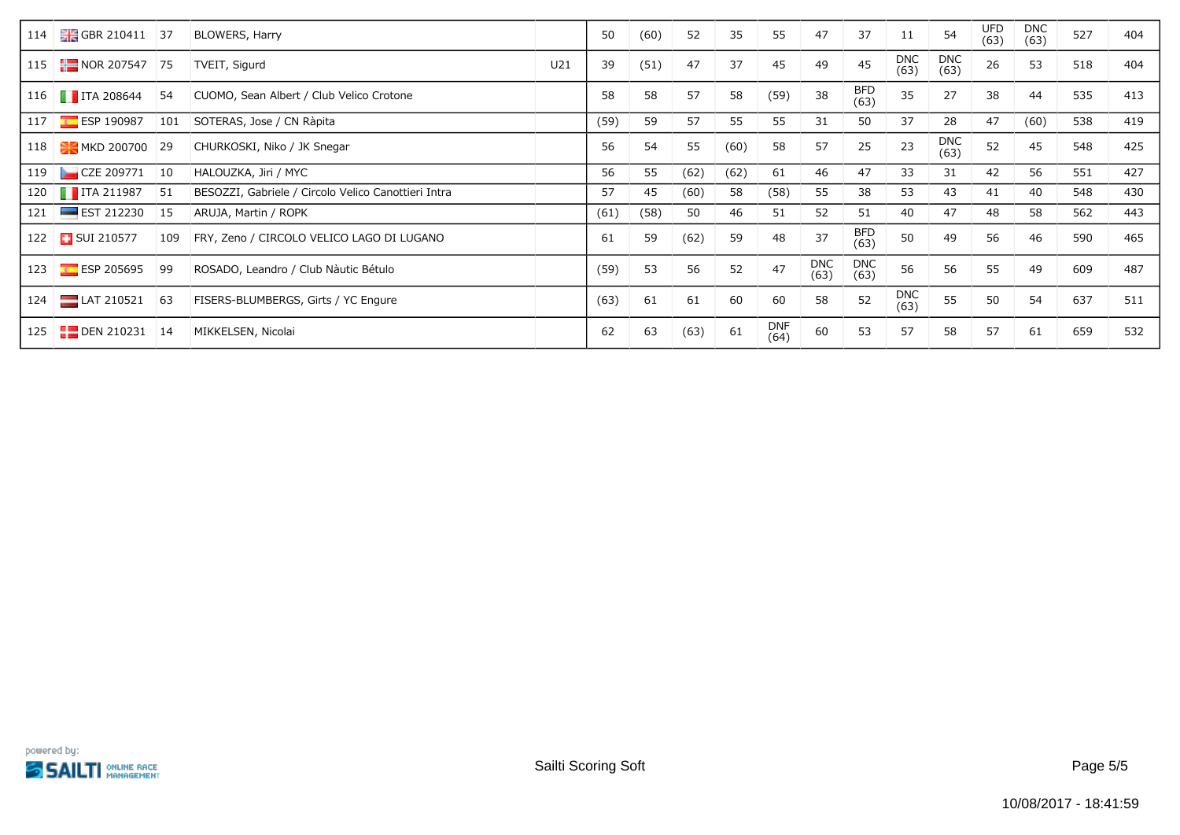| | | | | | | | | | | | | | | | | | | |
|---|---|---|---|---|---|---|---|---|---|---|---|---|---|---|---|---|---|---|
| 114 | GBR 210411 | 37 | BLOWERS, Harry | | 50 | (60) | 52 | 35 | 55 | 47 | 37 | 11 | 54 | UFD (63) | DNC (63) | 527 | 404 |
| 115 | NOR 207547 | 75 | TVEIT, Sigurd | U21 | 39 | (51) | 47 | 37 | 45 | 49 | 45 | DNC (63) | DNC (63) | 26 | 53 | 518 | 404 |
| 116 | ITA 208644 | 54 | CUOMO, Sean Albert / Club Velico Crotone | | 58 | 58 | 57 | 58 | (59) | 38 | BFD (63) | 35 | 27 | 38 | 44 | 535 | 413 |
| 117 | ESP 190987 | 101 | SOTERAS, Jose / CN Ràpita | | (59) | 59 | 57 | 55 | 55 | 31 | 50 | 37 | 28 | 47 | (60) | 538 | 419 |
| 118 | MKD 200700 | 29 | CHURKOSKI, Niko / JK Snegar | | 56 | 54 | 55 | (60) | 58 | 57 | 25 | 23 | DNC (63) | 52 | 45 | 548 | 425 |
| 119 | CZE 209771 | 10 | HALOUZKA, Jiri / MYC | | 56 | 55 | (62) | (62) | 61 | 46 | 47 | 33 | 31 | 42 | 56 | 551 | 427 |
| 120 | ITA 211987 | 51 | BESOZZI, Gabriele / Circolo Velico Canottieri Intra | | 57 | 45 | (60) | 58 | (58) | 55 | 38 | 53 | 43 | 41 | 40 | 548 | 430 |
| 121 | EST 212230 | 15 | ARUJA, Martin / ROPK | | (61) | (58) | 50 | 46 | 51 | 52 | 51 | 40 | 47 | 48 | 58 | 562 | 443 |
| 122 | SUI 210577 | 109 | FRY, Zeno / CIRCOLO VELICO LAGO DI LUGANO | | 61 | 59 | (62) | 59 | 48 | 37 | BFD (63) | 50 | 49 | 56 | 46 | 590 | 465 |
| 123 | ESP 205695 | 99 | ROSADO, Leandro / Club Nàutic Bétulo | | (59) | 53 | 56 | 52 | 47 | DNC (63) | DNC (63) | 56 | 56 | 55 | 49 | 609 | 487 |
| 124 | LAT 210521 | 63 | FISERS-BLUMBERGS, Girts / YC Engure | | (63) | 61 | 61 | 60 | 60 | 58 | 52 | DNC (63) | 55 | 50 | 54 | 637 | 511 |
| 125 | DEN 210231 | 14 | MIKKELSEN, Nicolai | | 62 | 63 | (63) | 61 | DNF (64) | 60 | 53 | 57 | 58 | 57 | 61 | 659 | 532 |

powered by: SAILTI ONLINE RACE MANAGEMENT

Sailti Scoring Soft

10/08/2017 - 18:41:59